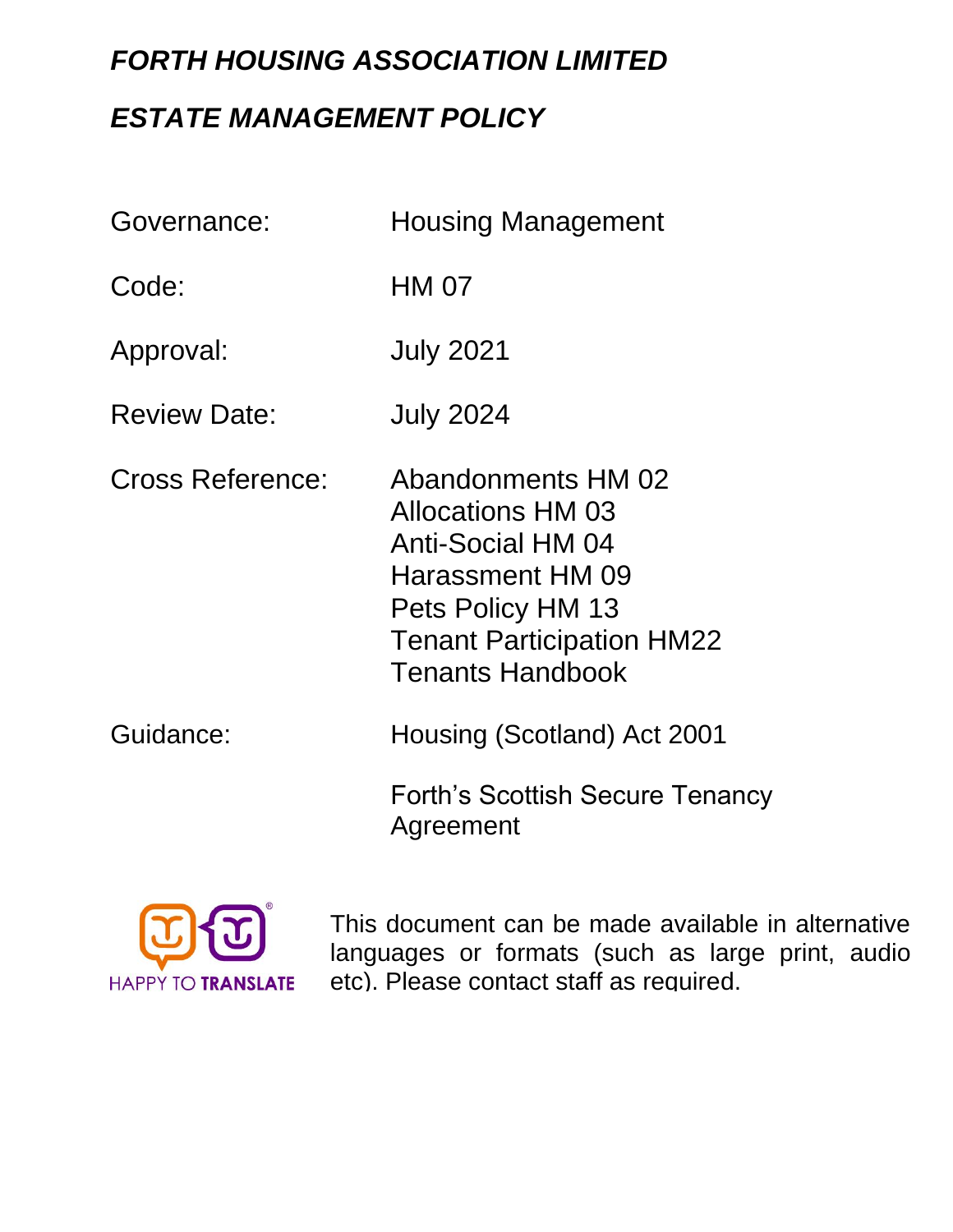# *FORTH HOUSING ASSOCIATION LIMITED*

## *ESTATE MANAGEMENT POLICY*

| | |
|---|---|
| Governance: | Housing Management |
| Code: | HM 07 |
| Approval: | July 2021 |
| Review Date: | July 2024 |
| Cross Reference: | Abandonments HM 02<br>Allocations HM 03<br>Anti-Social HM 04<br>Harassment HM 09<br>Pets Policy HM 13<br>Tenant Participation HM22<br>Tenants Handbook |
| Guidance: | Housing (Scotland) Act 2001<br><br>Forth's Scottish Secure Tenancy Agreement |

HAPPY TO TRANSLATE

This document can be made available in alternative languages or formats (such as large print, audio etc). Please contact staff as required.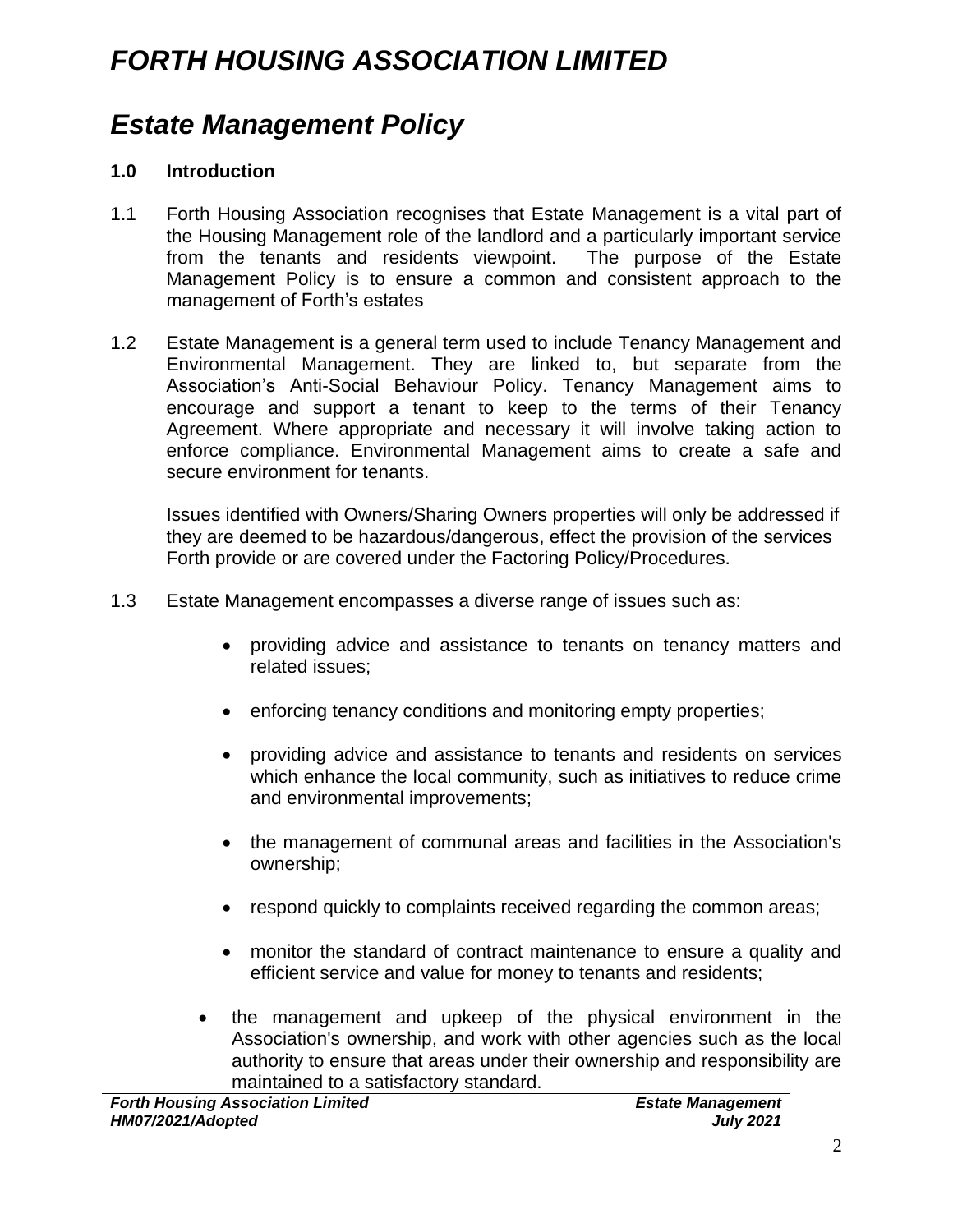# *FORTH HOUSING ASSOCIATION LIMITED*

# *Estate Management Policy*

## 1.0 Introduction

1.1 Forth Housing Association recognises that Estate Management is a vital part of the Housing Management role of the landlord and a particularly important service from the tenants and residents viewpoint. The purpose of the Estate Management Policy is to ensure a common and consistent approach to the management of Forth's estates

1.2 Estate Management is a general term used to include Tenancy Management and Environmental Management. They are linked to, but separate from the Association's Anti-Social Behaviour Policy. Tenancy Management aims to encourage and support a tenant to keep to the terms of their Tenancy Agreement. Where appropriate and necessary it will involve taking action to enforce compliance. Environmental Management aims to create a safe and secure environment for tenants.

Issues identified with Owners/Sharing Owners properties will only be addressed if they are deemed to be hazardous/dangerous, effect the provision of the services Forth provide or are covered under the Factoring Policy/Procedures.

1.3 Estate Management encompasses a diverse range of issues such as:

- providing advice and assistance to tenants on tenancy matters and related issues;
- enforcing tenancy conditions and monitoring empty properties;
- providing advice and assistance to tenants and residents on services which enhance the local community, such as initiatives to reduce crime and environmental improvements;
- the management of communal areas and facilities in the Association's ownership;
- respond quickly to complaints received regarding the common areas;
- monitor the standard of contract maintenance to ensure a quality and efficient service and value for money to tenants and residents;
- the management and upkeep of the physical environment in the Association's ownership, and work with other agencies such as the local authority to ensure that areas under their ownership and responsibility are maintained to a satisfactory standard.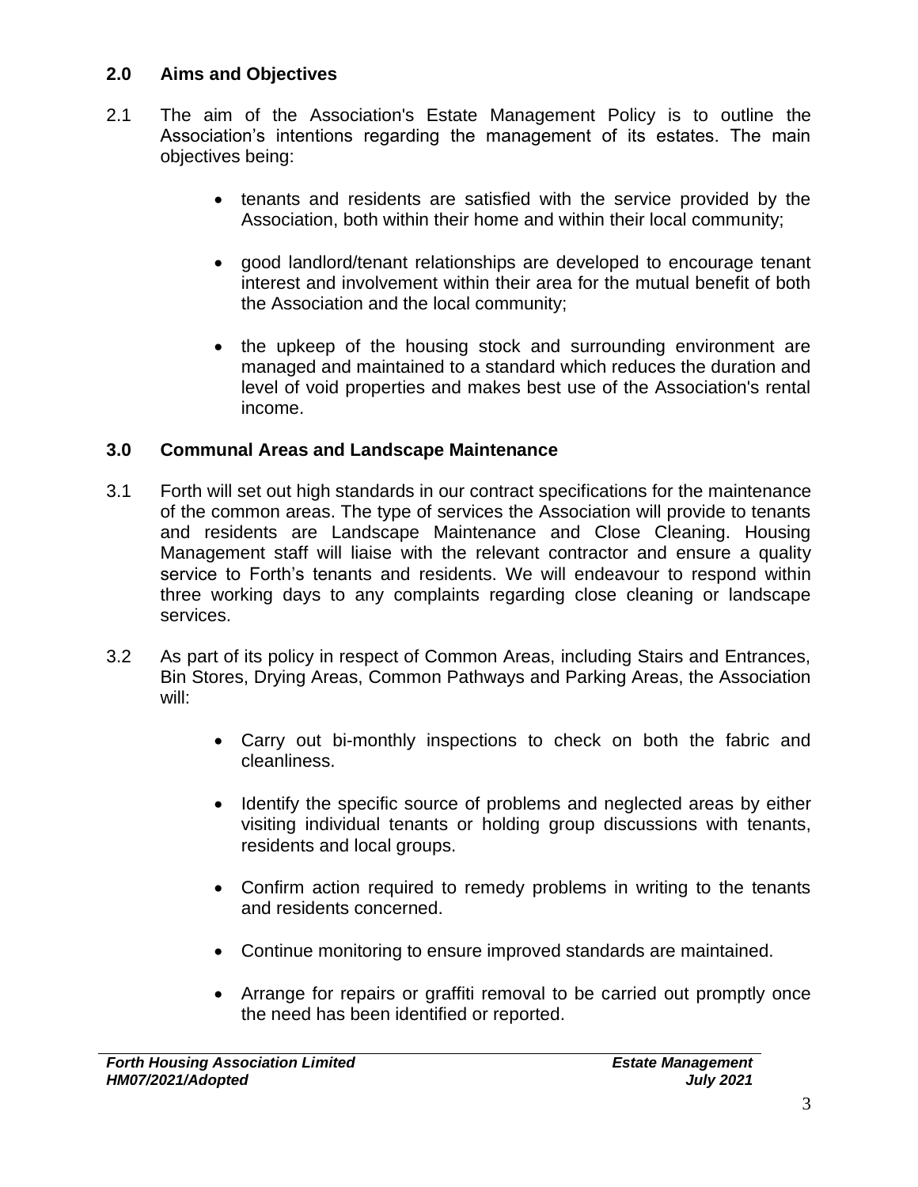## 2.0 Aims and Objectives

2.1 The aim of the Association's Estate Management Policy is to outline the Association’s intentions regarding the management of its estates. The main objectives being:

- tenants and residents are satisfied with the service provided by the Association, both within their home and within their local community;
- good landlord/tenant relationships are developed to encourage tenant interest and involvement within their area for the mutual benefit of both the Association and the local community;
- the upkeep of the housing stock and surrounding environment are managed and maintained to a standard which reduces the duration and level of void properties and makes best use of the Association's rental income.

## 3.0 Communal Areas and Landscape Maintenance

3.1 Forth will set out high standards in our contract specifications for the maintenance of the common areas. The type of services the Association will provide to tenants and residents are Landscape Maintenance and Close Cleaning. Housing Management staff will liaise with the relevant contractor and ensure a quality service to Forth’s tenants and residents. We will endeavour to respond within three working days to any complaints regarding close cleaning or landscape services.

3.2 As part of its policy in respect of Common Areas, including Stairs and Entrances, Bin Stores, Drying Areas, Common Pathways and Parking Areas, the Association will:

- Carry out bi-monthly inspections to check on both the fabric and cleanliness.
- Identify the specific source of problems and neglected areas by either visiting individual tenants or holding group discussions with tenants, residents and local groups.
- Confirm action required to remedy problems in writing to the tenants and residents concerned.
- Continue monitoring to ensure improved standards are maintained.
- Arrange for repairs or graffiti removal to be carried out promptly once the need has been identified or reported.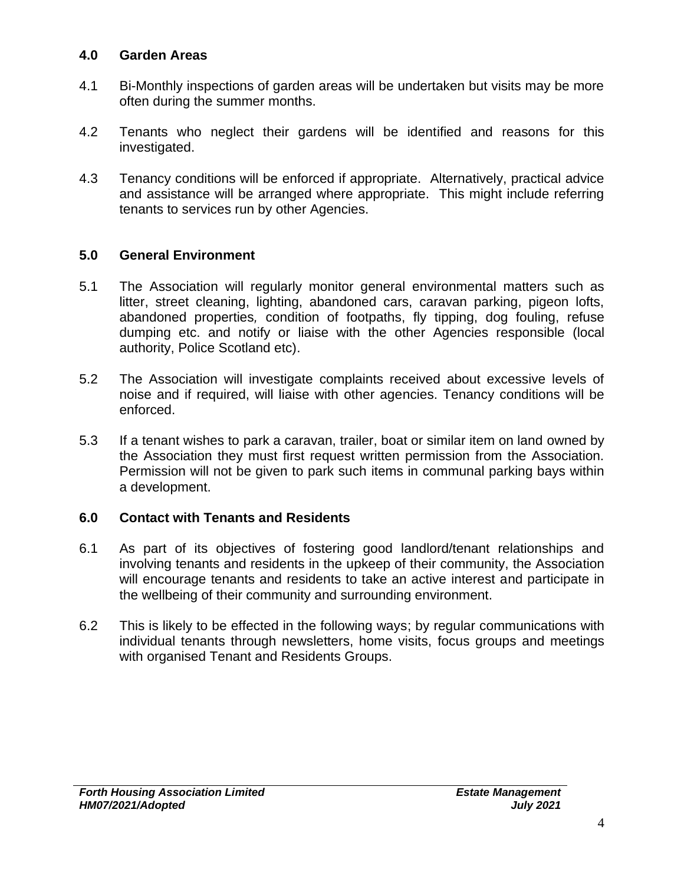## 4.0 Garden Areas

4.1 Bi-Monthly inspections of garden areas will be undertaken but visits may be more often during the summer months.

4.2 Tenants who neglect their gardens will be identified and reasons for this investigated.

4.3 Tenancy conditions will be enforced if appropriate. Alternatively, practical advice and assistance will be arranged where appropriate. This might include referring tenants to services run by other Agencies.

## 5.0 General Environment

5.1 The Association will regularly monitor general environmental matters such as litter, street cleaning, lighting, abandoned cars, caravan parking, pigeon lofts, abandoned properties*,* condition of footpaths, fly tipping, dog fouling, refuse dumping etc. and notify or liaise with the other Agencies responsible (local authority, Police Scotland etc).

5.2 The Association will investigate complaints received about excessive levels of noise and if required, will liaise with other agencies. Tenancy conditions will be enforced.

5.3 If a tenant wishes to park a caravan, trailer, boat or similar item on land owned by the Association they must first request written permission from the Association. Permission will not be given to park such items in communal parking bays within a development.

## 6.0 Contact with Tenants and Residents

6.1 As part of its objectives of fostering good landlord/tenant relationships and involving tenants and residents in the upkeep of their community, the Association will encourage tenants and residents to take an active interest and participate in the wellbeing of their community and surrounding environment.

6.2 This is likely to be effected in the following ways; by regular communications with individual tenants through newsletters, home visits, focus groups and meetings with organised Tenant and Residents Groups.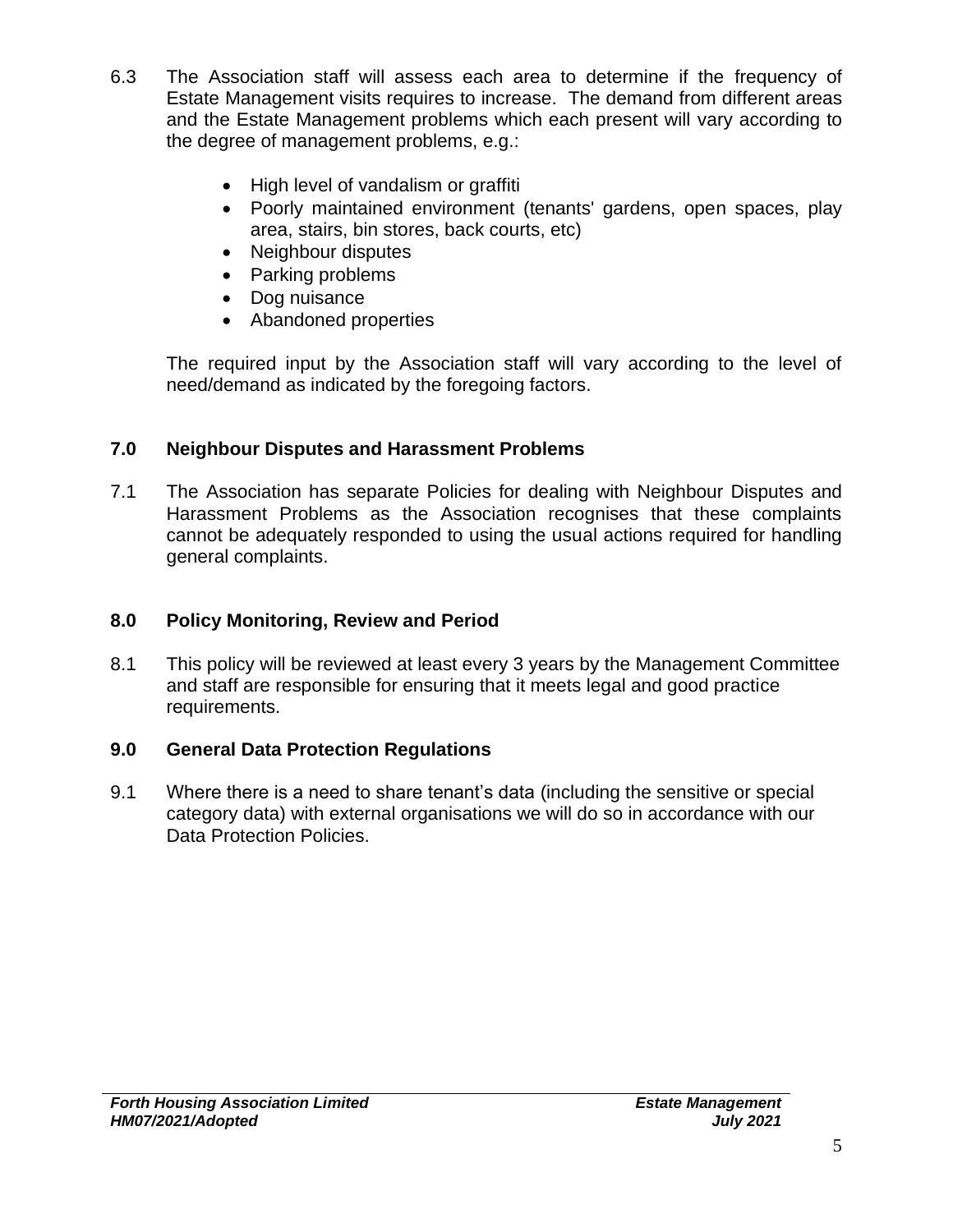6.3 The Association staff will assess each area to determine if the frequency of Estate Management visits requires to increase. The demand from different areas and the Estate Management problems which each present will vary according to the degree of management problems, e.g.:

- High level of vandalism or graffiti
- Poorly maintained environment (tenants' gardens, open spaces, play area, stairs, bin stores, back courts, etc)
- Neighbour disputes
- Parking problems
- Dog nuisance
- Abandoned properties

The required input by the Association staff will vary according to the level of need/demand as indicated by the foregoing factors.

## 7.0 Neighbour Disputes and Harassment Problems

7.1 The Association has separate Policies for dealing with Neighbour Disputes and Harassment Problems as the Association recognises that these complaints cannot be adequately responded to using the usual actions required for handling general complaints.

## 8.0 Policy Monitoring, Review and Period

8.1 This policy will be reviewed at least every 3 years by the Management Committee and staff are responsible for ensuring that it meets legal and good practice requirements.

## 9.0 General Data Protection Regulations

9.1 Where there is a need to share tenant's data (including the sensitive or special category data) with external organisations we will do so in accordance with our Data Protection Policies.